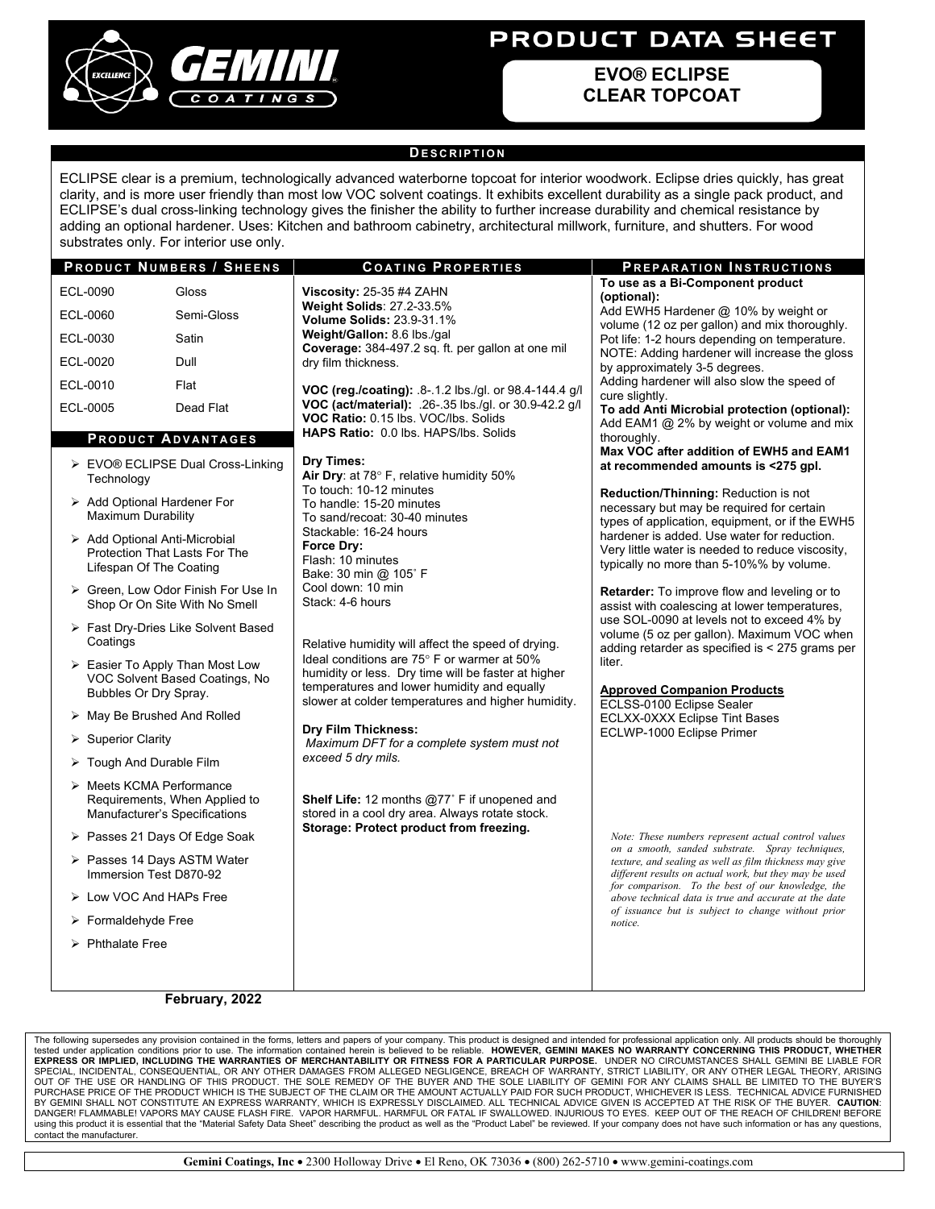# PRODUCT DATA SHEET

## EVO® ECLIPSE CLEAR TOPCOAT

### DESCRIPTION

ECLIPSE clear is a premium, technologically advanced waterborne topcoat for interior woodwork. Eclipse dries quickly, has great clarity, and is more user friendly than most low VOC solvent coatings. It exhibits excellent durability as a single pack product, and ECLIPSE's dual cross-linking technology gives the finisher the ability to further increase durability and chemical resistance by adding an optional hardener. Uses: Kitchen and bathroom cabinetry, architectural millwork, furniture, and shutters. For wood substrates only. For interior use only.

### PRODUCT NUMBERS / SHEENS

| | |
|---|---|
| ECL-0090 | Gloss |
| ECL-0060 | Semi-Gloss |
| ECL-0030 | Satin |
| ECL-0020 | Dull |
| ECL-0010 | Flat |
| ECL-0005 | Dead Flat |

### PRODUCT ADVANTAGES

- EVO® ECLIPSE Dual Cross-Linking Technology
- Add Optional Hardener For Maximum Durability
- Add Optional Anti-Microbial Protection That Lasts For The Lifespan Of The Coating
- Green, Low Odor Finish For Use In Shop Or On Site With No Smell
- Fast Dry-Dries Like Solvent Based Coatings
- Easier To Apply Than Most Low VOC Solvent Based Coatings, No Bubbles Or Dry Spray.
- May Be Brushed And Rolled
- Superior Clarity
- Tough And Durable Film
- Meets KCMA Performance Requirements, When Applied to Manufacturer's Specifications
- Passes 21 Days Of Edge Soak
- Passes 14 Days ASTM Water Immersion Test D870-92
- Low VOC And HAPs Free
- Formaldehyde Free
- Phthalate Free

**February, 2022**

### COATING PROPERTIES

**Viscosity:** 25-35 #4 ZAHN
**Weight Solids**: 27.2-33.5%
**Volume Solids:** 23.9-31.1%
**Weight/Gallon:** 8.6 lbs./gal
**Coverage:** 384-497.2 sq. ft. per gallon at one mil dry film thickness.

**VOC (reg./coating):** .8-.1.2 lbs./gl. or 98.4-144.4 g/l
**VOC (act/material):** .26-.35 lbs./gl. or 30.9-42.2 g/l
**VOC Ratio:** 0.15 lbs. VOC/lbs. Solids
**HAPS Ratio:** 0.0 lbs. HAPS/lbs. Solids

**Dry Times:**
**Air Dry**: at 78° F, relative humidity 50%
To touch: 10-12 minutes
To handle: 15-20 minutes
To sand/recoat: 30-40 minutes
Stackable: 16-24 hours
**Force Dry:**
Flash: 10 minutes
Bake: 30 min @ 105˚ F
Cool down: 10 min
Stack: 4-6 hours

Relative humidity will affect the speed of drying. Ideal conditions are 75° F or warmer at 50% humidity or less. Dry time will be faster at higher temperatures and lower humidity and equally slower at colder temperatures and higher humidity.

**Dry Film Thickness:**
*Maximum DFT for a complete system must not exceed 5 dry mils.*

**Shelf Life:** 12 months @77˚ F if unopened and stored in a cool dry area. Always rotate stock.
**Storage: Protect product from freezing.**

### PREPARATION INSTRUCTIONS

**To use as a Bi-Component product (optional):**
Add EWH5 Hardener @ 10% by weight or volume (12 oz per gallon) and mix thoroughly. Pot life: 1-2 hours depending on temperature. NOTE: Adding hardener will increase the gloss by approximately 3-5 degrees.
Adding hardener will also slow the speed of cure slightly.
**To add Anti Microbial protection (optional):** Add EAM1 @ 2% by weight or volume and mix thoroughly.
**Max VOC after addition of EWH5 and EAM1 at recommended amounts is <275 gpl.**

**Reduction/Thinning:** Reduction is not necessary but may be required for certain types of application, equipment, or if the EWH5 hardener is added. Use water for reduction. Very little water is needed to reduce viscosity, typically no more than 5-10%% by volume.

**Retarder:** To improve flow and leveling or to assist with coalescing at lower temperatures, use SOL-0090 at levels not to exceed 4% by volume (5 oz per gallon). Maximum VOC when adding retarder as specified is < 275 grams per liter.

**Approved Companion Products**
ECLSS-0100 Eclipse Sealer
ECLXX-0XXX Eclipse Tint Bases
ECLWP-1000 Eclipse Primer

*Note: These numbers represent actual control values on a smooth, sanded substrate. Spray techniques, texture, and sealing as well as film thickness may give different results on actual work, but they may be used for comparison. To the best of our knowledge, the above technical data is true and accurate at the date of issuance but is subject to change without prior notice.*

---

The following supersedes any provision contained in the forms, letters and papers of your company. This product is designed and intended for professional application only. All products should be thoroughly tested under application conditions prior to use. The information contained herein is believed to be reliable. **HOWEVER, GEMINI MAKES NO WARRANTY CONCERNING THIS PRODUCT, WHETHER EXPRESS OR IMPLIED, INCLUDING THE WARRANTIES OF MERCHANTABILITY OR FITNESS FOR A PARTICULAR PURPOSE.** UNDER NO CIRCUMSTANCES SHALL GEMINI BE LIABLE FOR SPECIAL, INCIDENTAL, CONSEQUENTIAL, OR ANY OTHER DAMAGES FROM ALLEGED NEGLIGENCE, BREACH OF WARRANTY, STRICT LIABILITY, OR ANY OTHER LEGAL THEORY, ARISING OUT OF THE USE OR HANDLING OF THIS PRODUCT. THE SOLE REMEDY OF THE BUYER AND THE SOLE LIABILITY OF GEMINI FOR ANY CLAIMS SHALL BE LIMITED TO THE BUYER'S PURCHASE PRICE OF THE PRODUCT WHICH IS THE SUBJECT OF THE CLAIM OR THE AMOUNT ACTUALLY PAID FOR SUCH PRODUCT, WHICHEVER IS LESS. TECHNICAL ADVICE FURNISHED BY GEMINI SHALL NOT CONSTITUTE AN EXPRESS WARRANTY, WHICH IS EXPRESSLY DISCLAIMED. ALL TECHNICAL ADVICE GIVEN IS ACCEPTED AT THE RISK OF THE BUYER. **CAUTION**: DANGER! FLAMMABLE! VAPORS MAY CAUSE FLASH FIRE. VAPOR HARMFUL. HARMFUL OR FATAL IF SWALLOWED. INJURIOUS TO EYES. KEEP OUT OF THE REACH OF CHILDREN! BEFORE using this product it is essential that the "Material Safety Data Sheet" describing the product as well as the "Product Label" be reviewed. If your company does not have such information or has any questions, contact the manufacturer.

**Gemini Coatings, Inc** • 2300 Holloway Drive • El Reno, OK 73036 • (800) 262-5710 • www.gemini-coatings.com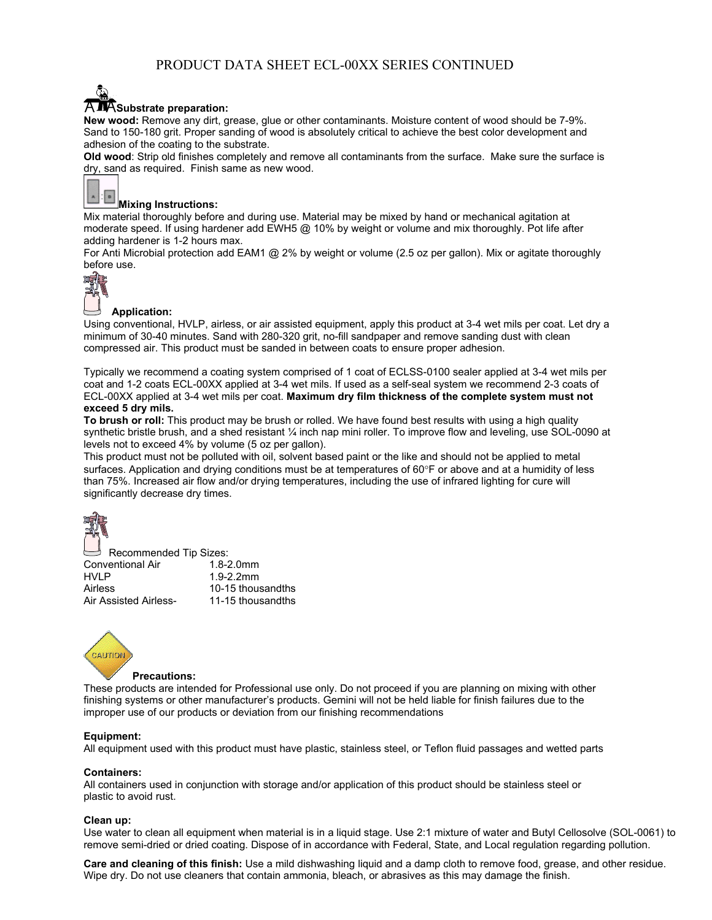# PRODUCT DATA SHEET ECL-00XX SERIES CONTINUED

### Substrate preparation:

**New wood:** Remove any dirt, grease, glue or other contaminants. Moisture content of wood should be 7-9%. Sand to 150-180 grit. Proper sanding of wood is absolutely critical to achieve the best color development and adhesion of the coating to the substrate.

**Old wood**: Strip old finishes completely and remove all contaminants from the surface. Make sure the surface is dry, sand as required. Finish same as new wood.

### Mixing Instructions:

Mix material thoroughly before and during use. Material may be mixed by hand or mechanical agitation at moderate speed. If using hardener add EWH5 @ 10% by weight or volume and mix thoroughly. Pot life after adding hardener is 1-2 hours max.

For Anti Microbial protection add EAM1 @ 2% by weight or volume (2.5 oz per gallon). Mix or agitate thoroughly before use.

### Application:

Using conventional, HVLP, airless, or air assisted equipment, apply this product at 3-4 wet mils per coat. Let dry a minimum of 30-40 minutes. Sand with 280-320 grit, no-fill sandpaper and remove sanding dust with clean compressed air. This product must be sanded in between coats to ensure proper adhesion.

Typically we recommend a coating system comprised of 1 coat of ECLSS-0100 sealer applied at 3-4 wet mils per coat and 1-2 coats ECL-00XX applied at 3-4 wet mils. If used as a self-seal system we recommend 2-3 coats of ECL-00XX applied at 3-4 wet mils per coat. **Maximum dry film thickness of the complete system must not exceed 5 dry mils.**

**To brush or roll:** This product may be brush or rolled. We have found best results with using a high quality synthetic bristle brush, and a shed resistant ¼ inch nap mini roller. To improve flow and leveling, use SOL-0090 at levels not to exceed 4% by volume (5 oz per gallon).

This product must not be polluted with oil, solvent based paint or the like and should not be applied to metal surfaces. Application and drying conditions must be at temperatures of 60°F or above and at a humidity of less than 75%. Increased air flow and/or drying temperatures, including the use of infrared lighting for cure will significantly decrease dry times.

Recommended Tip Sizes:

| | |
|---|---|
| Conventional Air | 1.8-2.0mm |
| HVLP | 1.9-2.2mm |
| Airless | 10-15 thousandths |
| Air Assisted Airless- | 11-15 thousandths |

CAUTION

### Precautions:

These products are intended for Professional use only. Do not proceed if you are planning on mixing with other finishing systems or other manufacturer's products. Gemini will not be held liable for finish failures due to the improper use of our products or deviation from our finishing recommendations

**Equipment:**

All equipment used with this product must have plastic, stainless steel, or Teflon fluid passages and wetted parts

**Containers:**

All containers used in conjunction with storage and/or application of this product should be stainless steel or plastic to avoid rust.

**Clean up:**

Use water to clean all equipment when material is in a liquid stage. Use 2:1 mixture of water and Butyl Cellosolve (SOL-0061) to remove semi-dried or dried coating. Dispose of in accordance with Federal, State, and Local regulation regarding pollution.

**Care and cleaning of this finish:** Use a mild dishwashing liquid and a damp cloth to remove food, grease, and other residue. Wipe dry. Do not use cleaners that contain ammonia, bleach, or abrasives as this may damage the finish.